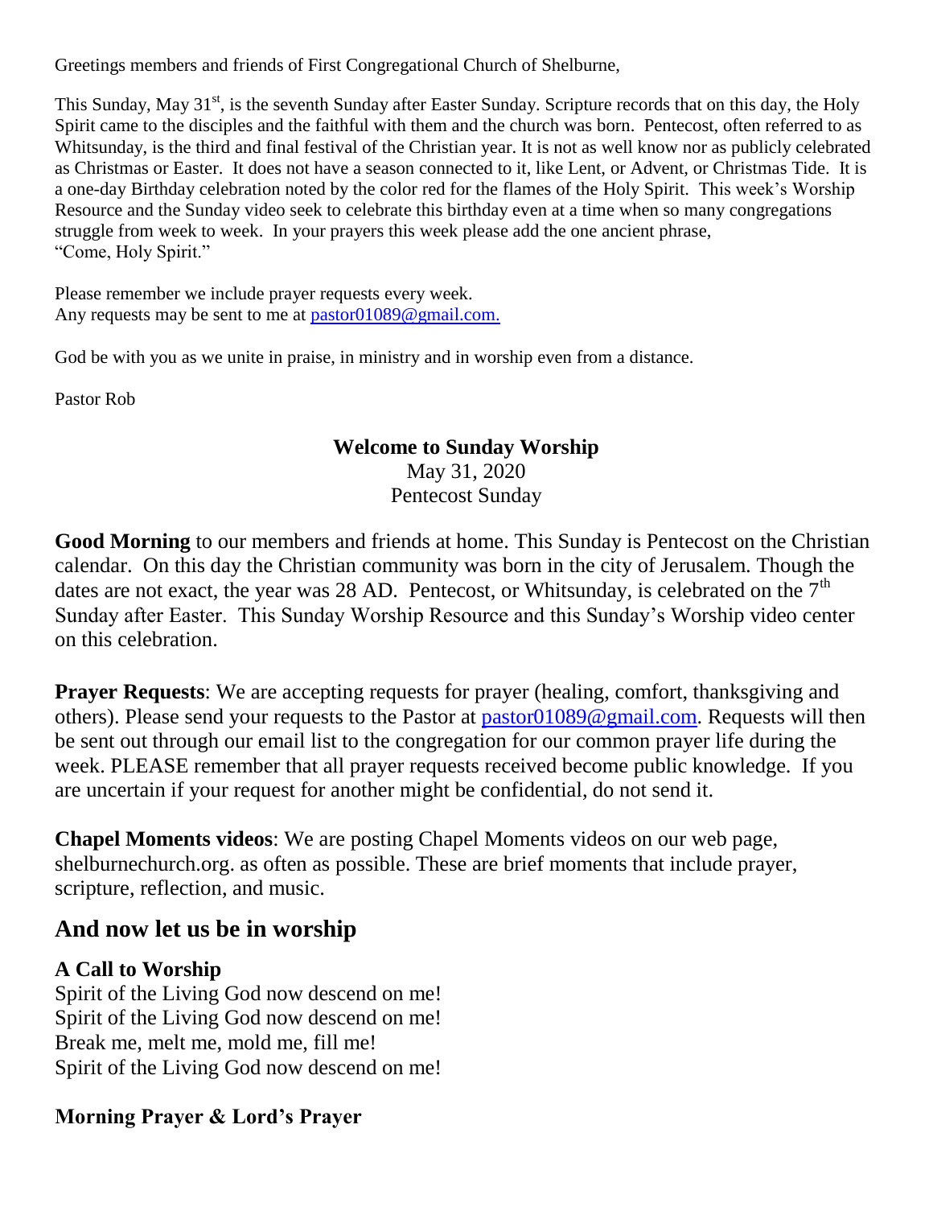Greetings members and friends of First Congregational Church of Shelburne,

This Sunday, May 31st, is the seventh Sunday after Easter Sunday. Scripture records that on this day, the Holy Spirit came to the disciples and the faithful with them and the church was born. Pentecost, often referred to as Whitsunday, is the third and final festival of the Christian year. It is not as well know nor as publicly celebrated as Christmas or Easter. It does not have a season connected to it, like Lent, or Advent, or Christmas Tide. It is a one-day Birthday celebration noted by the color red for the flames of the Holy Spirit. This week's Worship Resource and the Sunday video seek to celebrate this birthday even at a time when so many congregations struggle from week to week. In your prayers this week please add the one ancient phrase,
"Come, Holy Spirit."

Please remember we include prayer requests every week.
Any requests may be sent to me at pastor01089@gmail.com.

God be with you as we unite in praise, in ministry and in worship even from a distance.

Pastor Rob

**Welcome to Sunday Worship**
May 31, 2020
Pentecost Sunday

**Good Morning** to our members and friends at home. This Sunday is Pentecost on the Christian calendar. On this day the Christian community was born in the city of Jerusalem. Though the dates are not exact, the year was 28 AD. Pentecost, or Whitsunday, is celebrated on the 7th Sunday after Easter. This Sunday Worship Resource and this Sunday's Worship video center on this celebration.

**Prayer Requests**: We are accepting requests for prayer (healing, comfort, thanksgiving and others). Please send your requests to the Pastor at pastor01089@gmail.com. Requests will then be sent out through our email list to the congregation for our common prayer life during the week. PLEASE remember that all prayer requests received become public knowledge. If you are uncertain if your request for another might be confidential, do not send it.

**Chapel Moments videos**: We are posting Chapel Moments videos on our web page, shelburnechurch.org. as often as possible. These are brief moments that include prayer, scripture, reflection, and music.

## And now let us be in worship

### A Call to Worship

Spirit of the Living God now descend on me!
Spirit of the Living God now descend on me!
Break me, melt me, mold me, fill me!
Spirit of the Living God now descend on me!

### Morning Prayer & Lord's Prayer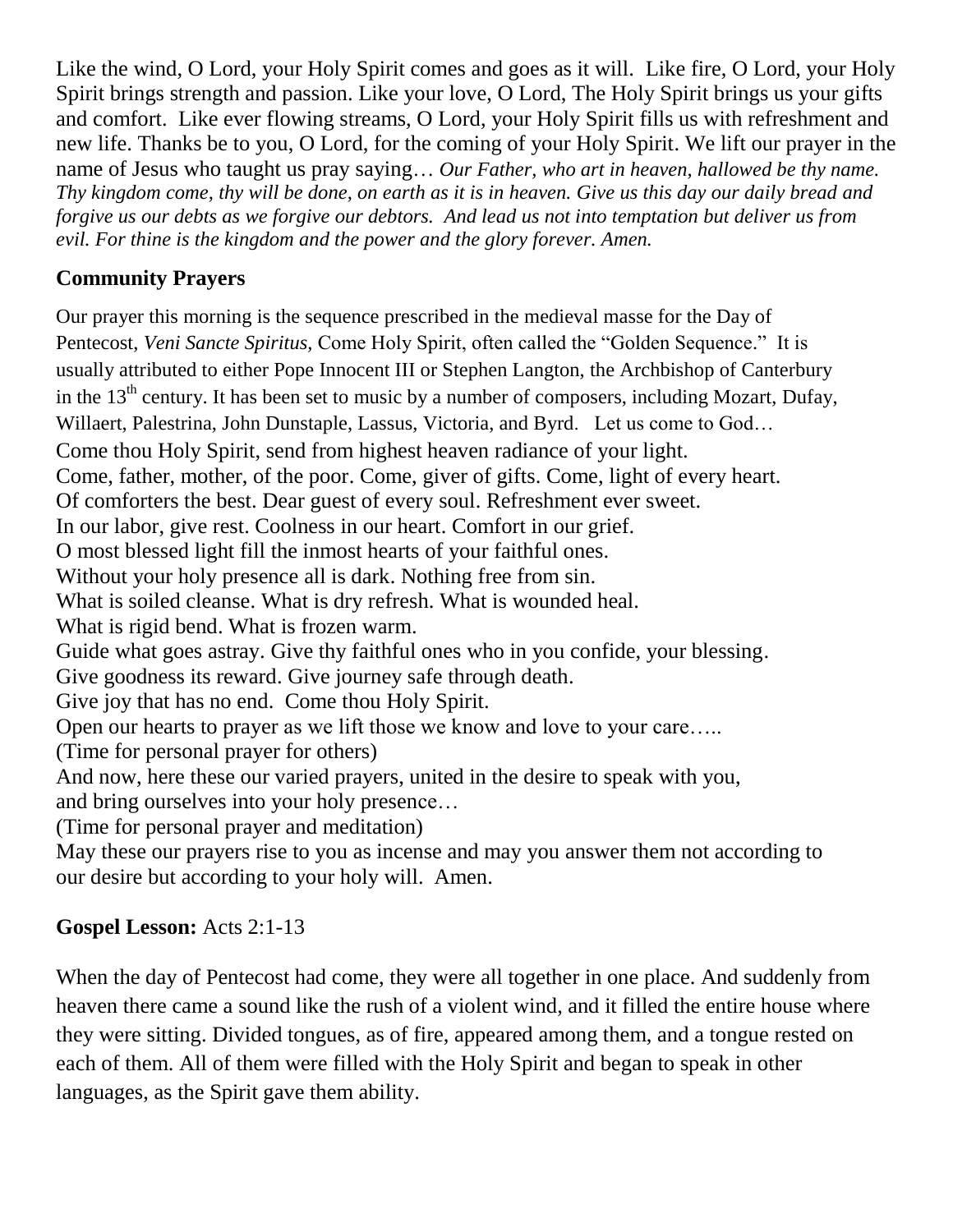Like the wind, O Lord, your Holy Spirit comes and goes as it will. Like fire, O Lord, your Holy Spirit brings strength and passion. Like your love, O Lord, The Holy Spirit brings us your gifts and comfort. Like ever flowing streams, O Lord, your Holy Spirit fills us with refreshment and new life. Thanks be to you, O Lord, for the coming of your Holy Spirit. We lift our prayer in the name of Jesus who taught us pray saying… *Our Father, who art in heaven, hallowed be thy name. Thy kingdom come, thy will be done, on earth as it is in heaven. Give us this day our daily bread and forgive us our debts as we forgive our debtors. And lead us not into temptation but deliver us from evil. For thine is the kingdom and the power and the glory forever. Amen.*

**Community Prayers**

Our prayer this morning is the sequence prescribed in the medieval masse for the Day of Pentecost, *Veni Sancte Spiritus,* Come Holy Spirit, often called the "Golden Sequence." It is usually attributed to either Pope Innocent III or Stephen Langton, the Archbishop of Canterbury in the 13th century. It has been set to music by a number of composers, including Mozart, Dufay, Willaert, Palestrina, John Dunstaple, Lassus, Victoria, and Byrd. Let us come to God…

Come thou Holy Spirit, send from highest heaven radiance of your light.
Come, father, mother, of the poor. Come, giver of gifts. Come, light of every heart.
Of comforters the best. Dear guest of every soul. Refreshment ever sweet.
In our labor, give rest. Coolness in our heart. Comfort in our grief.
O most blessed light fill the inmost hearts of your faithful ones.
Without your holy presence all is dark. Nothing free from sin.
What is soiled cleanse. What is dry refresh. What is wounded heal.
What is rigid bend. What is frozen warm.
Guide what goes astray. Give thy faithful ones who in you confide, your blessing.
Give goodness its reward. Give journey safe through death.
Give joy that has no end. Come thou Holy Spirit.
Open our hearts to prayer as we lift those we know and love to your care…..
(Time for personal prayer for others)
And now, here these our varied prayers, united in the desire to speak with you,
and bring ourselves into your holy presence…
(Time for personal prayer and meditation)
May these our prayers rise to you as incense and may you answer them not according to our desire but according to your holy will. Amen.

**Gospel Lesson:** Acts 2:1-13

When the day of Pentecost had come, they were all together in one place. And suddenly from heaven there came a sound like the rush of a violent wind, and it filled the entire house where they were sitting. Divided tongues, as of fire, appeared among them, and a tongue rested on each of them. All of them were filled with the Holy Spirit and began to speak in other languages, as the Spirit gave them ability.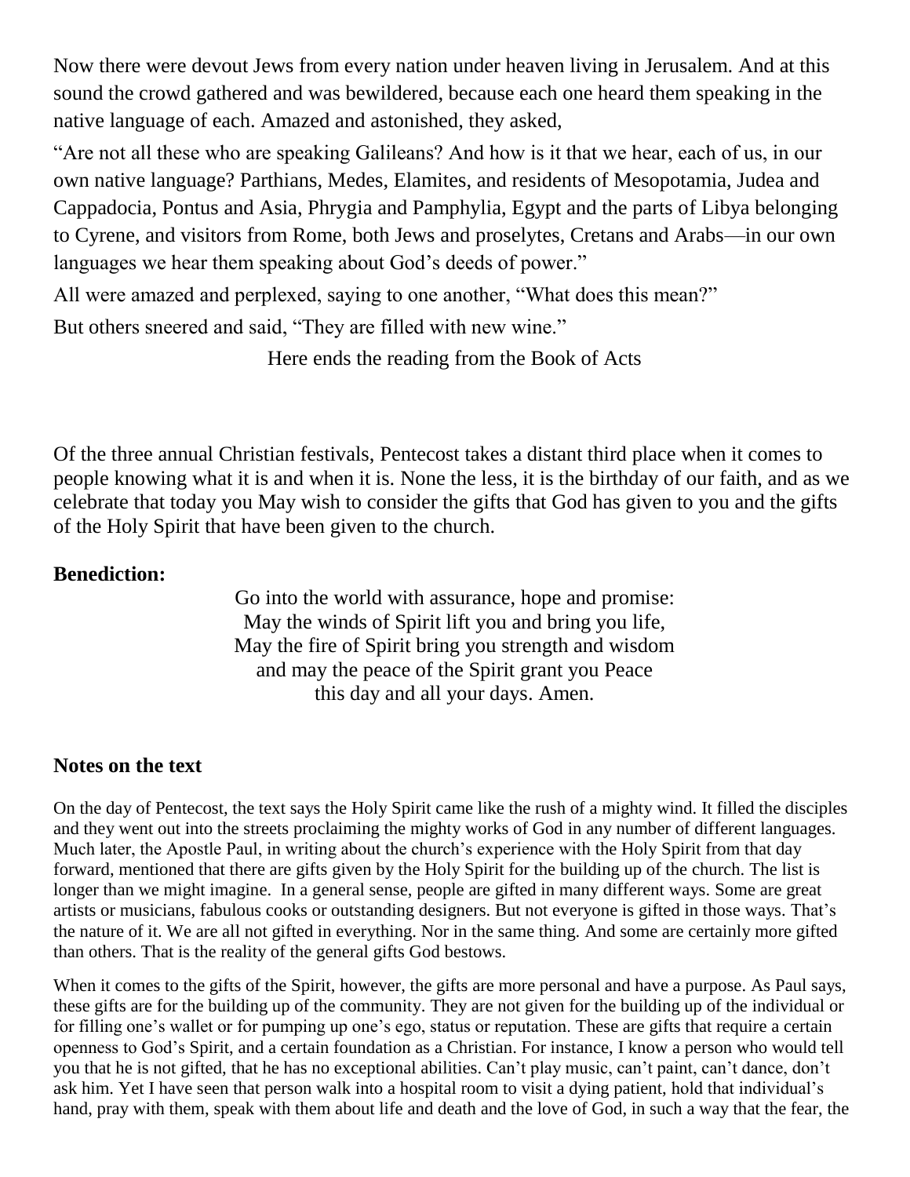Now there were devout Jews from every nation under heaven living in Jerusalem. And at this sound the crowd gathered and was bewildered, because each one heard them speaking in the native language of each. Amazed and astonished, they asked,

"Are not all these who are speaking Galileans? And how is it that we hear, each of us, in our own native language? Parthians, Medes, Elamites, and residents of Mesopotamia, Judea and Cappadocia, Pontus and Asia, Phrygia and Pamphylia, Egypt and the parts of Libya belonging to Cyrene, and visitors from Rome, both Jews and proselytes, Cretans and Arabs—in our own languages we hear them speaking about God's deeds of power."

All were amazed and perplexed, saying to one another, "What does this mean?"

But others sneered and said, "They are filled with new wine."

Here ends the reading from the Book of Acts

Of the three annual Christian festivals, Pentecost takes a distant third place when it comes to people knowing what it is and when it is. None the less, it is the birthday of our faith, and as we celebrate that today you May wish to consider the gifts that God has given to you and the gifts of the Holy Spirit that have been given to the church.

**Benediction:**

Go into the world with assurance, hope and promise:
May the winds of Spirit lift you and bring you life,
May the fire of Spirit bring you strength and wisdom
and may the peace of the Spirit grant you Peace
this day and all your days. Amen.

## Notes on the text

On the day of Pentecost, the text says the Holy Spirit came like the rush of a mighty wind. It filled the disciples and they went out into the streets proclaiming the mighty works of God in any number of different languages. Much later, the Apostle Paul, in writing about the church's experience with the Holy Spirit from that day forward, mentioned that there are gifts given by the Holy Spirit for the building up of the church. The list is longer than we might imagine. In a general sense, people are gifted in many different ways. Some are great artists or musicians, fabulous cooks or outstanding designers. But not everyone is gifted in those ways. That's the nature of it. We are all not gifted in everything. Nor in the same thing. And some are certainly more gifted than others. That is the reality of the general gifts God bestows.

When it comes to the gifts of the Spirit, however, the gifts are more personal and have a purpose. As Paul says, these gifts are for the building up of the community. They are not given for the building up of the individual or for filling one's wallet or for pumping up one's ego, status or reputation. These are gifts that require a certain openness to God's Spirit, and a certain foundation as a Christian. For instance, I know a person who would tell you that he is not gifted, that he has no exceptional abilities. Can't play music, can't paint, can't dance, don't ask him. Yet I have seen that person walk into a hospital room to visit a dying patient, hold that individual's hand, pray with them, speak with them about life and death and the love of God, in such a way that the fear, the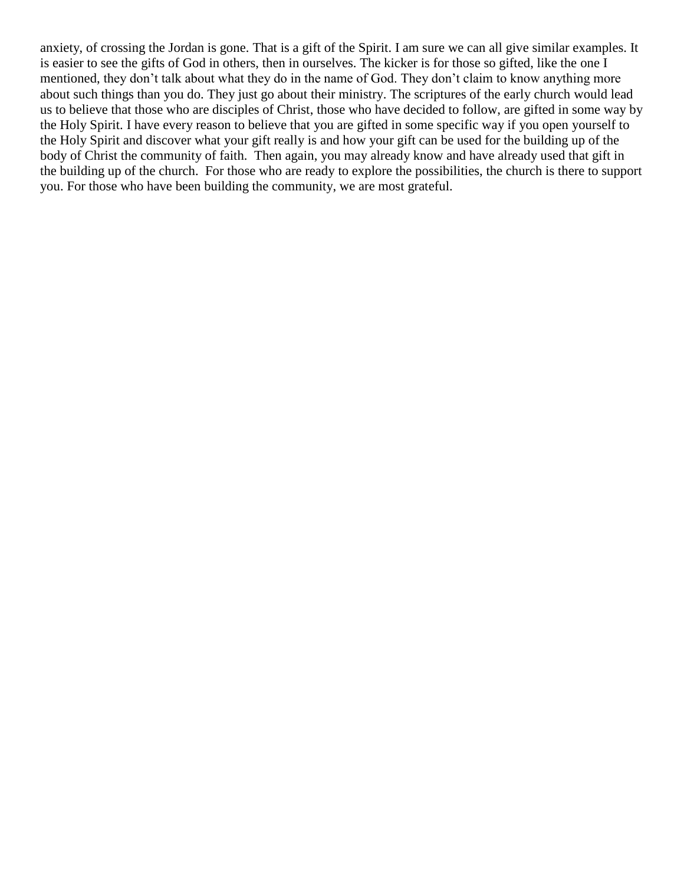anxiety, of crossing the Jordan is gone. That is a gift of the Spirit. I am sure we can all give similar examples. It is easier to see the gifts of God in others, then in ourselves. The kicker is for those so gifted, like the one I mentioned, they don't talk about what they do in the name of God. They don't claim to know anything more about such things than you do. They just go about their ministry. The scriptures of the early church would lead us to believe that those who are disciples of Christ, those who have decided to follow, are gifted in some way by the Holy Spirit. I have every reason to believe that you are gifted in some specific way if you open yourself to the Holy Spirit and discover what your gift really is and how your gift can be used for the building up of the body of Christ the community of faith. Then again, you may already know and have already used that gift in the building up of the church. For those who are ready to explore the possibilities, the church is there to support you. For those who have been building the community, we are most grateful.